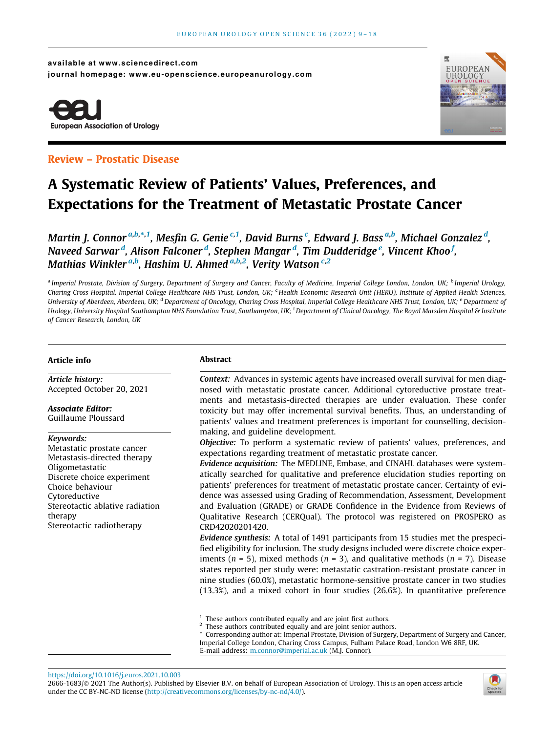available at www.sciencedirect.com
journal homepage: www.eu-openscience.europeanurology.com

European Association of Urology

**Review – Prostatic Disease**

# A Systematic Review of Patients' Values, Preferences, and Expectations for the Treatment of Metastatic Prostate Cancer

*Martin J. Connor* [a,b,*,1], *Mesfin G. Genie* [c,1], *David Burns* [c], *Edward J. Bass* [a,b], *Michael Gonzalez* [d], *Naveed Sarwar* [d], *Alison Falconer* [d], *Stephen Mangar* [d], *Tim Dudderidge* [e], *Vincent Khoo* [f], *Mathias Winkler* [a,b], *Hashim U. Ahmed* [a,b,2], *Verity Watson* [c,2]

[a] Imperial Prostate, Division of Surgery, Department of Surgery and Cancer, Faculty of Medicine, Imperial College London, London, UK; [b] Imperial Urology, Charing Cross Hospital, Imperial College Healthcare NHS Trust, London, UK; [c] Health Economic Research Unit (HERU), Institute of Applied Health Sciences, University of Aberdeen, Aberdeen, UK; [d] Department of Oncology, Charing Cross Hospital, Imperial College Healthcare NHS Trust, London, UK; [e] Department of Urology, University Hospital Southampton NHS Foundation Trust, Southampton, UK; [f] Department of Clinical Oncology, The Royal Marsden Hospital & Institute of Cancer Research, London, UK

## Article info

*Article history:*
Accepted October 20, 2021

*Associate Editor:*
Guillaume Ploussard

*Keywords:*
Metastatic prostate cancer
Metastasis-directed therapy
Oligometastatic
Discrete choice experiment
Choice behaviour
Cytoreductive
Stereotactic ablative radiation therapy
Stereotactic radiotherapy

## Abstract

***Context:*** Advances in systemic agents have increased overall survival for men diagnosed with metastatic prostate cancer. Additional cytoreductive prostate treatments and metastasis-directed therapies are under evaluation. These confer toxicity but may offer incremental survival benefits. Thus, an understanding of patients' values and treatment preferences is important for counselling, decision-making, and guideline development.

***Objective:*** To perform a systematic review of patients' values, preferences, and expectations regarding treatment of metastatic prostate cancer.

***Evidence acquisition:*** The MEDLINE, Embase, and CINAHL databases were systematically searched for qualitative and preference elucidation studies reporting on patients' preferences for treatment of metastatic prostate cancer. Certainty of evidence was assessed using Grading of Recommendation, Assessment, Development and Evaluation (GRADE) or GRADE Confidence in the Evidence from Reviews of Qualitative Research (CERQual). The protocol was registered on PROSPERO as CRD42020201420.

***Evidence synthesis:*** A total of 1491 participants from 15 studies met the prespecified eligibility for inclusion. The study designs included were discrete choice experiments ($n$ = 5), mixed methods ($n$ = 3), and qualitative methods ($n$ = 7). Disease states reported per study were: metastatic castration-resistant prostate cancer in nine studies (60.0%), metastatic hormone-sensitive prostate cancer in two studies (13.3%), and a mixed cohort in four studies (26.6%). In quantitative preference

[1] These authors contributed equally and are joint first authors.
[2] These authors contributed equally and are joint senior authors.
* Corresponding author at: Imperial Prostate, Division of Surgery, Department of Surgery and Cancer, Imperial College London, Charing Cross Campus, Fulham Palace Road, London W6 8RF, UK.
E-mail address: m.connor@imperial.ac.uk (M.J. Connor).

https://doi.org/10.1016/j.euros.2021.10.003
2666-1683/© 2021 The Author(s). Published by Elsevier B.V. on behalf of European Association of Urology. This is an open access article under the CC BY-NC-ND license (http://creativecommons.org/licenses/by-nc-nd/4.0/).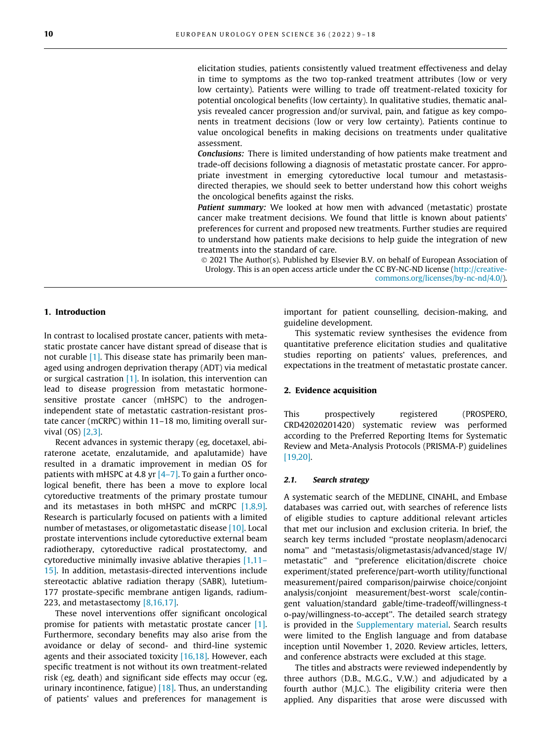elicitation studies, patients consistently valued treatment effectiveness and delay in time to symptoms as the two top-ranked treatment attributes (low or very low certainty). Patients were willing to trade off treatment-related toxicity for potential oncological benefits (low certainty). In qualitative studies, thematic analysis revealed cancer progression and/or survival, pain, and fatigue as key components in treatment decisions (low or very low certainty). Patients continue to value oncological benefits in making decisions on treatments under qualitative assessment.

***Conclusions:*** There is limited understanding of how patients make treatment and trade-off decisions following a diagnosis of metastatic prostate cancer. For appropriate investment in emerging cytoreductive local tumour and metastasis-directed therapies, we should seek to better understand how this cohort weighs the oncological benefits against the risks.

***Patient summary:*** We looked at how men with advanced (metastatic) prostate cancer make treatment decisions. We found that little is known about patients' preferences for current and proposed new treatments. Further studies are required to understand how patients make decisions to help guide the integration of new treatments into the standard of care.

© 2021 The Author(s). Published by Elsevier B.V. on behalf of European Association of Urology. This is an open access article under the CC BY-NC-ND license (http://creativecommons.org/licenses/by-nc-nd/4.0/).

## 1. Introduction

In contrast to localised prostate cancer, patients with metastatic prostate cancer have distant spread of disease that is not curable [1]. This disease state has primarily been managed using androgen deprivation therapy (ADT) via medical or surgical castration [1]. In isolation, this intervention can lead to disease progression from metastatic hormone-sensitive prostate cancer (mHSPC) to the androgen-independent state of metastatic castration-resistant prostate cancer (mCRPC) within 11–18 mo, limiting overall survival (OS) [2,3].

Recent advances in systemic therapy (eg, docetaxel, abiraterone acetate, enzalutamide, and apalutamide) have resulted in a dramatic improvement in median OS for patients with mHSPC at 4.8 yr [4–7]. To gain a further oncological benefit, there has been a move to explore local cytoreductive treatments of the primary prostate tumour and its metastases in both mHSPC and mCRPC [1,8,9]. Research is particularly focused on patients with a limited number of metastases, or oligometastatic disease [10]. Local prostate interventions include cytoreductive external beam radiotherapy, cytoreductive radical prostatectomy, and cytoreductive minimally invasive ablative therapies [1,11–15]. In addition, metastasis-directed interventions include stereotactic ablative radiation therapy (SABR), lutetium-177 prostate-specific membrane antigen ligands, radium-223, and metastasectomy [8,16,17].

These novel interventions offer significant oncological promise for patients with metastatic prostate cancer [1]. Furthermore, secondary benefits may also arise from the avoidance or delay of second- and third-line systemic agents and their associated toxicity [16,18]. However, each specific treatment is not without its own treatment-related risk (eg, death) and significant side effects may occur (eg, urinary incontinence, fatigue) [18]. Thus, an understanding of patients' values and preferences for management is important for patient counselling, decision-making, and guideline development.

This systematic review synthesises the evidence from quantitative preference elicitation studies and qualitative studies reporting on patients' values, preferences, and expectations in the treatment of metastatic prostate cancer.

## 2. Evidence acquisition

This prospectively registered (PROSPERO, CRD42020201420) systematic review was performed according to the Preferred Reporting Items for Systematic Review and Meta-Analysis Protocols (PRISMA-P) guidelines [19,20].

### 2.1. Search strategy

A systematic search of the MEDLINE, CINAHL, and Embase databases was carried out, with searches of reference lists of eligible studies to capture additional relevant articles that met our inclusion and exclusion criteria. In brief, the search key terms included "prostate neoplasm/adenocarcinoma" and "metastasis/oligmetastasis/advanced/stage IV/metastatic" and "preference elicitation/discrete choice experiment/stated preference/part-worth utility/functional measurement/paired comparison/pairwise choice/conjoint analysis/conjoint measurement/best-worst scale/contingent valuation/standard gable/time-tradeoff/willingness-to-pay/willingness-to-accept". The detailed search strategy is provided in the Supplementary material. Search results were limited to the English language and from database inception until November 1, 2020. Review articles, letters, and conference abstracts were excluded at this stage.

The titles and abstracts were reviewed independently by three authors (D.B., M.G.G., V.W.) and adjudicated by a fourth author (M.J.C.). The eligibility criteria were then applied. Any disparities that arose were discussed with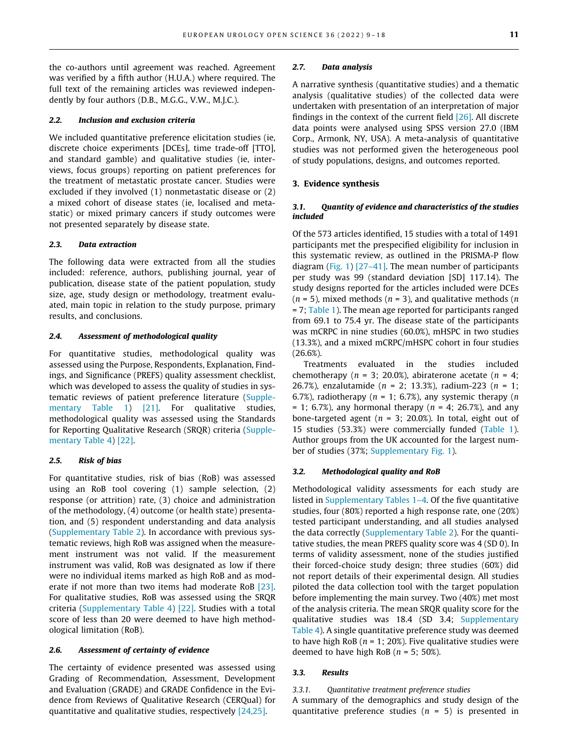the co-authors until agreement was reached. Agreement was verified by a fifth author (H.U.A.) where required. The full text of the remaining articles was reviewed independently by four authors (D.B., M.G.G., V.W., M.J.C.).

### 2.2. Inclusion and exclusion criteria

We included quantitative preference elicitation studies (ie, discrete choice experiments [DCEs], time trade-off [TTO], and standard gamble) and qualitative studies (ie, interviews, focus groups) reporting on patient preferences for the treatment of metastatic prostate cancer. Studies were excluded if they involved (1) nonmetastatic disease or (2) a mixed cohort of disease states (ie, localised and metastatic) or mixed primary cancers if study outcomes were not presented separately by disease state.

### 2.3. Data extraction

The following data were extracted from all the studies included: reference, authors, publishing journal, year of publication, disease state of the patient population, study size, age, study design or methodology, treatment evaluated, main topic in relation to the study purpose, primary results, and conclusions.

### 2.4. Assessment of methodological quality

For quantitative studies, methodological quality was assessed using the Purpose, Respondents, Explanation, Findings, and Significance (PREFS) quality assessment checklist, which was developed to assess the quality of studies in systematic reviews of patient preference literature (Supplementary Table 1) [21]. For qualitative studies, methodological quality was assessed using the Standards for Reporting Qualitative Research (SRQR) criteria (Supplementary Table 4) [22].

### 2.5. Risk of bias

For quantitative studies, risk of bias (RoB) was assessed using an RoB tool covering (1) sample selection, (2) response (or attrition) rate, (3) choice and administration of the methodology, (4) outcome (or health state) presentation, and (5) respondent understanding and data analysis (Supplementary Table 2). In accordance with previous systematic reviews, high RoB was assigned when the measurement instrument was not valid. If the measurement instrument was valid, RoB was designated as low if there were no individual items marked as high RoB and as moderate if not more than two items had moderate RoB [23]. For qualitative studies, RoB was assessed using the SRQR criteria (Supplementary Table 4) [22]. Studies with a total score of less than 20 were deemed to have high methodological limitation (RoB).

### 2.6. Assessment of certainty of evidence

The certainty of evidence presented was assessed using Grading of Recommendation, Assessment, Development and Evaluation (GRADE) and GRADE Confidence in the Evidence from Reviews of Qualitative Research (CERQual) for quantitative and qualitative studies, respectively [24,25].

### 2.7. Data analysis

A narrative synthesis (quantitative studies) and a thematic analysis (qualitative studies) of the collected data were undertaken with presentation of an interpretation of major findings in the context of the current field [26]. All discrete data points were analysed using SPSS version 27.0 (IBM Corp., Armonk, NY, USA). A meta-analysis of quantitative studies was not performed given the heterogeneous pool of study populations, designs, and outcomes reported.

## 3. Evidence synthesis

### 3.1. Quantity of evidence and characteristics of the studies included

Of the 573 articles identified, 15 studies with a total of 1491 participants met the prespecified eligibility for inclusion in this systematic review, as outlined in the PRISMA-P flow diagram (Fig. 1) [27–41]. The mean number of participants per study was 99 (standard deviation [SD] 117.14). The study designs reported for the articles included were DCEs ($n$ = 5), mixed methods ($n$ = 3), and qualitative methods ($n$ = 7; Table 1). The mean age reported for participants ranged from 69.1 to 75.4 yr. The disease state of the participants was mCRPC in nine studies (60.0%), mHSPC in two studies (13.3%), and a mixed mCRPC/mHSPC cohort in four studies (26.6%).

Treatments evaluated in the studies included chemotherapy ($n$ = 3; 20.0%), abiraterone acetate ($n$ = 4; 26.7%), enzalutamide ($n$ = 2; 13.3%), radium-223 ($n$ = 1; 6.7%), radiotherapy ($n$ = 1; 6.7%), any systemic therapy ($n$ = 1; 6.7%), any hormonal therapy ($n$ = 4; 26.7%), and any bone-targeted agent ($n$ = 3; 20.0%). In total, eight out of 15 studies (53.3%) were commercially funded (Table 1). Author groups from the UK accounted for the largest number of studies (37%; Supplementary Fig. 1).

### 3.2. Methodological quality and RoB

Methodological validity assessments for each study are listed in Supplementary Tables 1–4. Of the five quantitative studies, four (80%) reported a high response rate, one (20%) tested participant understanding, and all studies analysed the data correctly (Supplementary Table 2). For the quantitative studies, the mean PREFS quality score was 4 (SD 0). In terms of validity assessment, none of the studies justified their forced-choice study design; three studies (60%) did not report details of their experimental design. All studies piloted the data collection tool with the target population before implementing the main survey. Two (40%) met most of the analysis criteria. The mean SRQR quality score for the qualitative studies was 18.4 (SD 3.4; Supplementary Table 4). A single quantitative preference study was deemed to have high RoB ($n$ = 1; 20%). Five qualitative studies were deemed to have high RoB ($n$ = 5; 50%).

### 3.3. Results

#### 3.3.1. Quantitative treatment preference studies

A summary of the demographics and study design of the quantitative preference studies ($n$ = 5) is presented in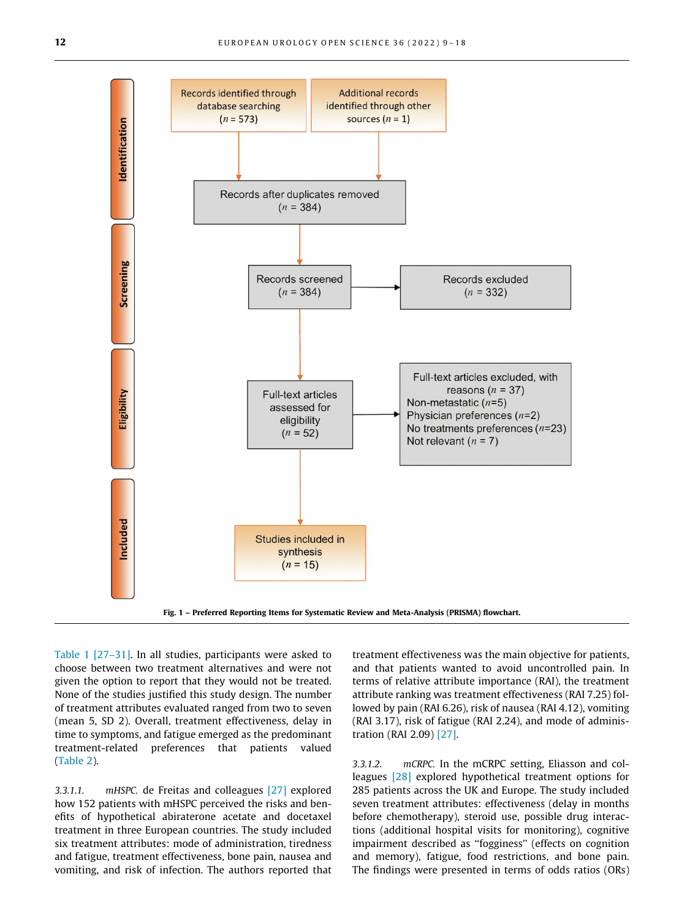Records identified through database searching ($n$ = 573)

Additional records identified through other sources ($n$ = 1)

Records after duplicates removed ($n$ = 384)

Records screened ($n$ = 384)

Records excluded ($n$ = 332)

Full-text articles assessed for eligibility ($n$ = 52)

Full-text articles excluded, with reasons ($n$ = 37)
Non-metastatic ($n$=5)
Physician preferences ($n$=2)
No treatments preferences ($n$=23)
Not relevant ($n$ = 7)

Studies included in synthesis ($n$ = 15)

Identification / Screening / Eligibility / Included

**Fig. 1 – Preferred Reporting Items for Systematic Review and Meta-Analysis (PRISMA) flowchart.**

Table 1 [27–31]. In all studies, participants were asked to choose between two treatment alternatives and were not given the option to report that they would not be treated. None of the studies justified this study design. The number of treatment attributes evaluated ranged from two to seven (mean 5, SD 2). Overall, treatment effectiveness, delay in time to symptoms, and fatigue emerged as the predominant treatment-related preferences that patients valued (Table 2).

3.3.1.1. *mHSPC.* de Freitas and colleagues [27] explored how 152 patients with mHSPC perceived the risks and benefits of hypothetical abiraterone acetate and docetaxel treatment in three European countries. The study included six treatment attributes: mode of administration, tiredness and fatigue, treatment effectiveness, bone pain, nausea and vomiting, and risk of infection. The authors reported that treatment effectiveness was the main objective for patients, and that patients wanted to avoid uncontrolled pain. In terms of relative attribute importance (RAI), the treatment attribute ranking was treatment effectiveness (RAI 7.25) followed by pain (RAI 6.26), risk of nausea (RAI 4.12), vomiting (RAI 3.17), risk of fatigue (RAI 2.24), and mode of administration (RAI 2.09) [27].

3.3.1.2. *mCRPC.* In the mCRPC setting, Eliasson and colleagues [28] explored hypothetical treatment options for 285 patients across the UK and Europe. The study included seven treatment attributes: effectiveness (delay in months before chemotherapy), steroid use, possible drug interactions (additional hospital visits for monitoring), cognitive impairment described as "fogginess" (effects on cognition and memory), fatigue, food restrictions, and bone pain. The findings were presented in terms of odds ratios (ORs)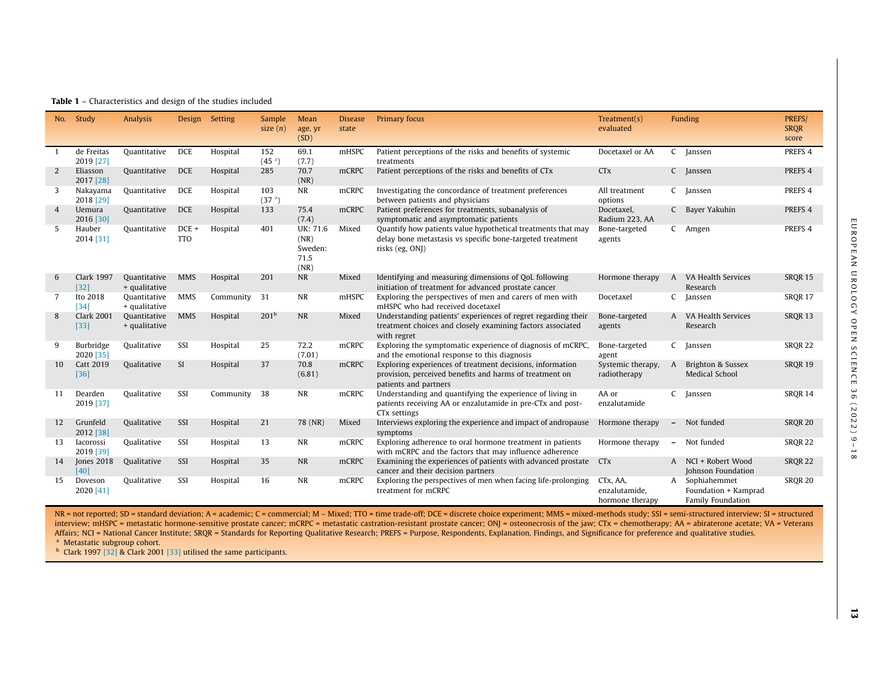**Table 1** – Characteristics and design of the studies included

| No. | Study | Analysis | Design | Setting | Sample size (*n*) | Mean age, yr (SD) | Disease state | Primary focus | Treatment(s) evaluated | Funding | | PREFS/ SRQR score |
|---|---|---|---|---|---|---|---|---|---|---|---|---|
| 1 | de Freitas 2019 [27] | Quantitative | DCE | Hospital | 152 (45 [a]) | 69.1 (7.7) | mHSPC | Patient perceptions of the risks and benefits of systemic treatments | Docetaxel or AA | C | Janssen | PREFS 4 |
| 2 | Eliasson 2017 [28] | Quantitative | DCE | Hospital | 285 | 70.7 (NR) | mCRPC | Patient perceptions of the risks and benefits of CTx | CTx | C | Janssen | PREFS 4 |
| 3 | Nakayama 2018 [29] | Quantitative | DCE | Hospital | 103 (37 [a]) | NR | mCRPC | Investigating the concordance of treatment preferences between patients and physicians | All treatment options | C | Janssen | PREFS 4 |
| 4 | Uemura 2016 [30] | Quantitative | DCE | Hospital | 133 | 75.4 (7.4) | mCRPC | Patient preferences for treatments, subanalysis of symptomatic and asymptomatic patients | Docetaxel, Radium 223, AA | C | Bayer Yakuhin | PREFS 4 |
| 5 | Hauber 2014 [31] | Quantitative | DCE + TTO | Hospital | 401 | UK: 71.6 (NR) Sweden: 71.5 (NR) | Mixed | Quantify how patients value hypothetical treatments that may delay bone metastasis vs specific bone-targeted treatment risks (eg, ONJ) | Bone-targeted agents | C | Amgen | PREFS 4 |
| 6 | Clark 1997 [32] | Quantitative + qualitative | MMS | Hospital | 201 | NR | Mixed | Identifying and measuring dimensions of QoL following initiation of treatment for advanced prostate cancer | Hormone therapy | A | VA Health Services Research | SRQR 15 |
| 7 | Ito 2018 [34] | Quantitative + qualitative | MMS | Community | 31 | NR | mHSPC | Exploring the perspectives of men and carers of men with mHSPC who had received docetaxel | Docetaxel | C | Janssen | SRQR 17 |
| 8 | Clark 2001 [33] | Quantitative + qualitative | MMS | Hospital | 201[b] | NR | Mixed | Understanding patients' experiences of regret regarding their treatment choices and closely examining factors associated with regret | Bone-targeted agents | A | VA Health Services Research | SRQR 13 |
| 9 | Burbridge 2020 [35] | Qualitative | SSI | Hospital | 25 | 72.2 (7.01) | mCRPC | Exploring the symptomatic experience of diagnosis of mCRPC, and the emotional response to this diagnosis | Bone-targeted agent | C | Janssen | SRQR 22 |
| 10 | Catt 2019 [36] | Qualitative | SI | Hospital | 37 | 70.8 (6.81) | mCRPC | Exploring experiences of treatment decisions, information provision, perceived benefits and harms of treatment on patients and partners | Systemic therapy, radiotherapy | A | Brighton & Sussex Medical School | SRQR 19 |
| 11 | Dearden 2019 [37] | Qualitative | SSI | Community | 38 | NR | mCRPC | Understanding and quantifying the experience of living in patients receiving AA or enzalutamide in pre-CTx and post-CTx settings | AA or enzalutamide | C | Janssen | SRQR 14 |
| 12 | Grunfeld 2012 [38] | Qualitative | SSI | Hospital | 21 | 78 (NR) | Mixed | Interviews exploring the experience and impact of andropause symptoms | Hormone therapy | – | Not funded | SRQR 20 |
| 13 | Iacorossi 2019 [39] | Qualitative | SSI | Hospital | 13 | NR | mCRPC | Exploring adherence to oral hormone treatment in patients with mCRPC and the factors that may influence adherence | Hormone therapy | – | Not funded | SRQR 22 |
| 14 | Jones 2018 [40] | Qualitative | SSI | Hospital | 35 | NR | mCRPC | Examining the experiences of patients with advanced prostate cancer and their decision partners | CTx | A | NCI + Robert Wood Johnson Foundation | SRQR 22 |
| 15 | Doveson 2020 [41] | Qualitative | SSI | Hospital | 16 | NR | mCRPC | Exploring the perspectives of men when facing life-prolonging treatment for mCRPC | CTx, AA, enzalutamide, hormone therapy | A | Sophiahemmet Foundation + Kamprad Family Foundation | SRQR 20 |

NR = not reported; SD = standard deviation; A = academic; C = commercial; M – Mixed; TTO = time trade-off; DCE = discrete choice experiment; MMS = mixed-methods study; SSI = semi-structured interview; SI = structured interview; mHSPC = metastatic hormone-sensitive prostate cancer; mCRPC = metastatic castration-resistant prostate cancer; ONJ = osteonecrosis of the jaw; CTx = chemotherapy; AA = abiraterone acetate; VA = Veterans Affairs; NCI = National Cancer Institute; SRQR = Standards for Reporting Qualitative Research; PREFS = Purpose, Respondents, Explanation, Findings, and Significance for preference and qualitative studies.

[a] Metastatic subgroup cohort.

[b] Clark 1997 [32] & Clark 2001 [33] utilised the same participants.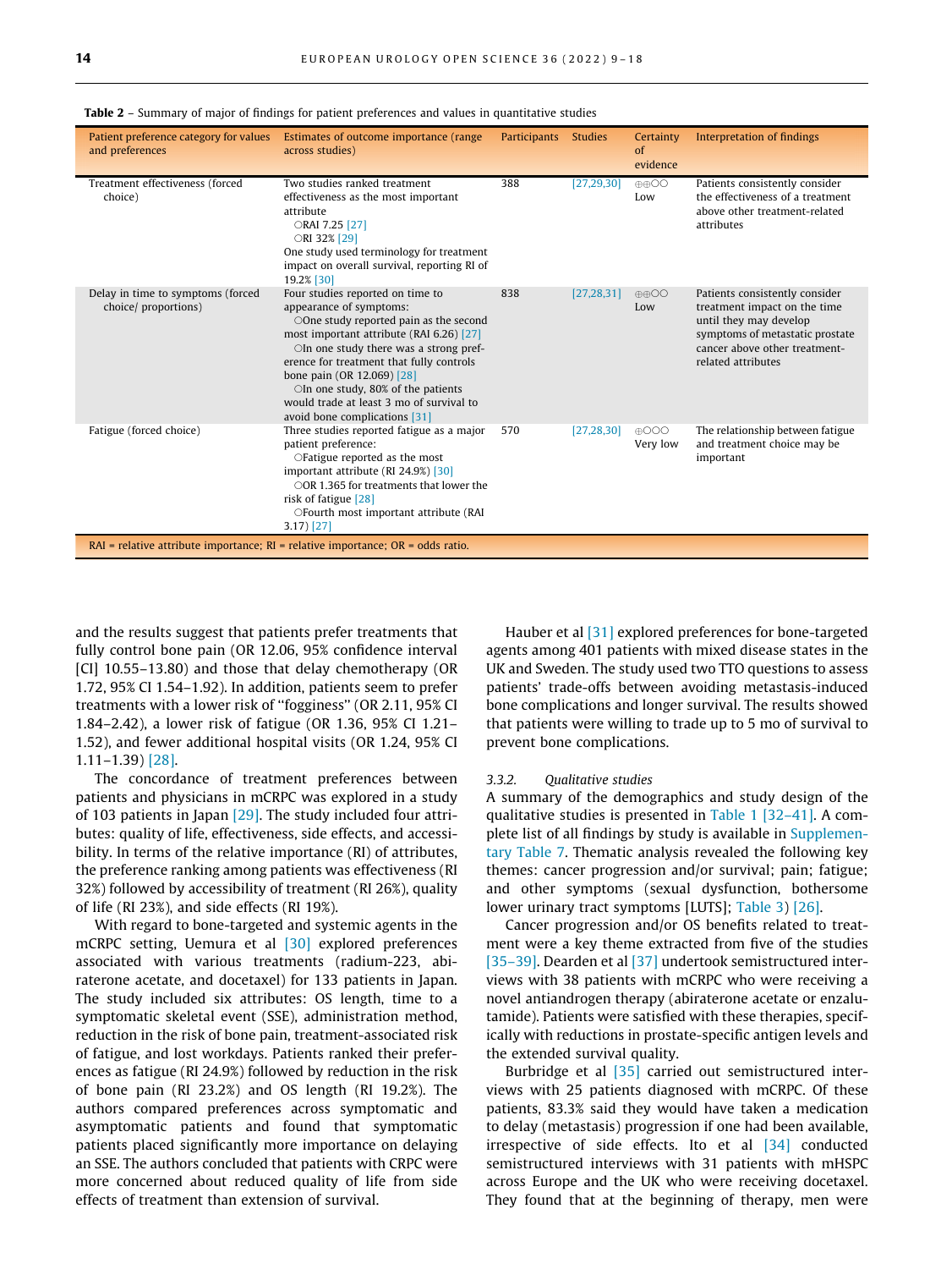**Table 2** – Summary of major of findings for patient preferences and values in quantitative studies

| Patient preference category for values and preferences | Estimates of outcome importance (range across studies) | Participants | Studies | Certainty of evidence | Interpretation of findings |
|---|---|---|---|---|---|
| Treatment effectiveness (forced choice) | Two studies ranked treatment effectiveness as the most important attribute<br>○RAI 7.25 [27]<br>○RI 32% [29]<br>One study used terminology for treatment impact on overall survival, reporting RI of 19.2% [30] | 388 | [27,29,30] | ⊕⊕○○ Low | Patients consistently consider the effectiveness of a treatment above other treatment-related attributes |
| Delay in time to symptoms (forced choice/ proportions) | Four studies reported on time to appearance of symptoms:<br>○One study reported pain as the second most important attribute (RAI 6.26) [27]<br>○In one study there was a strong preference for treatment that fully controls bone pain (OR 12.069) [28]<br>○In one study, 80% of the patients would trade at least 3 mo of survival to avoid bone complications [31] | 838 | [27,28,31] | ⊕⊕○○ Low | Patients consistently consider treatment impact on the time until they may develop symptoms of metastatic prostate cancer above other treatment-related attributes |
| Fatigue (forced choice) | Three studies reported fatigue as a major patient preference:<br>○Fatigue reported as the most important attribute (RI 24.9%) [30]<br>○OR 1.365 for treatments that lower the risk of fatigue [28]<br>○Fourth most important attribute (RAI 3.17) [27] | 570 | [27,28,30] | ⊕○○○ Very low | The relationship between fatigue and treatment choice may be important |

RAI = relative attribute importance; RI = relative importance; OR = odds ratio.

and the results suggest that patients prefer treatments that fully control bone pain (OR 12.06, 95% confidence interval [CI] 10.55–13.80) and those that delay chemotherapy (OR 1.72, 95% CI 1.54–1.92). In addition, patients seem to prefer treatments with a lower risk of "fogginess" (OR 2.11, 95% CI 1.84–2.42), a lower risk of fatigue (OR 1.36, 95% CI 1.21–1.52), and fewer additional hospital visits (OR 1.24, 95% CI 1.11–1.39) [28].

The concordance of treatment preferences between patients and physicians in mCRPC was explored in a study of 103 patients in Japan [29]. The study included four attributes: quality of life, effectiveness, side effects, and accessibility. In terms of the relative importance (RI) of attributes, the preference ranking among patients was effectiveness (RI 32%) followed by accessibility of treatment (RI 26%), quality of life (RI 23%), and side effects (RI 19%).

With regard to bone-targeted and systemic agents in the mCRPC setting, Uemura et al [30] explored preferences associated with various treatments (radium-223, abiraterone acetate, and docetaxel) for 133 patients in Japan. The study included six attributes: OS length, time to a symptomatic skeletal event (SSE), administration method, reduction in the risk of bone pain, treatment-associated risk of fatigue, and lost workdays. Patients ranked their preferences as fatigue (RI 24.9%) followed by reduction in the risk of bone pain (RI 23.2%) and OS length (RI 19.2%). The authors compared preferences across symptomatic and asymptomatic patients and found that symptomatic patients placed significantly more importance on delaying an SSE. The authors concluded that patients with CRPC were more concerned about reduced quality of life from side effects of treatment than extension of survival.

Hauber et al [31] explored preferences for bone-targeted agents among 401 patients with mixed disease states in the UK and Sweden. The study used two TTO questions to assess patients' trade-offs between avoiding metastasis-induced bone complications and longer survival. The results showed that patients were willing to trade up to 5 mo of survival to prevent bone complications.

#### 3.3.2. Qualitative studies

A summary of the demographics and study design of the qualitative studies is presented in Table 1 [32–41]. A complete list of all findings by study is available in Supplementary Table 7. Thematic analysis revealed the following key themes: cancer progression and/or survival; pain; fatigue; and other symptoms (sexual dysfunction, bothersome lower urinary tract symptoms [LUTS]; Table 3) [26].

Cancer progression and/or OS benefits related to treatment were a key theme extracted from five of the studies [35–39]. Dearden et al [37] undertook semistructured interviews with 38 patients with mCRPC who were receiving a novel antiandrogen therapy (abiraterone acetate or enzalutamide). Patients were satisfied with these therapies, specifically with reductions in prostate-specific antigen levels and the extended survival quality.

Burbridge et al [35] carried out semistructured interviews with 25 patients diagnosed with mCRPC. Of these patients, 83.3% said they would have taken a medication to delay (metastasis) progression if one had been available, irrespective of side effects. Ito et al [34] conducted semistructured interviews with 31 patients with mHSPC across Europe and the UK who were receiving docetaxel. They found that at the beginning of therapy, men were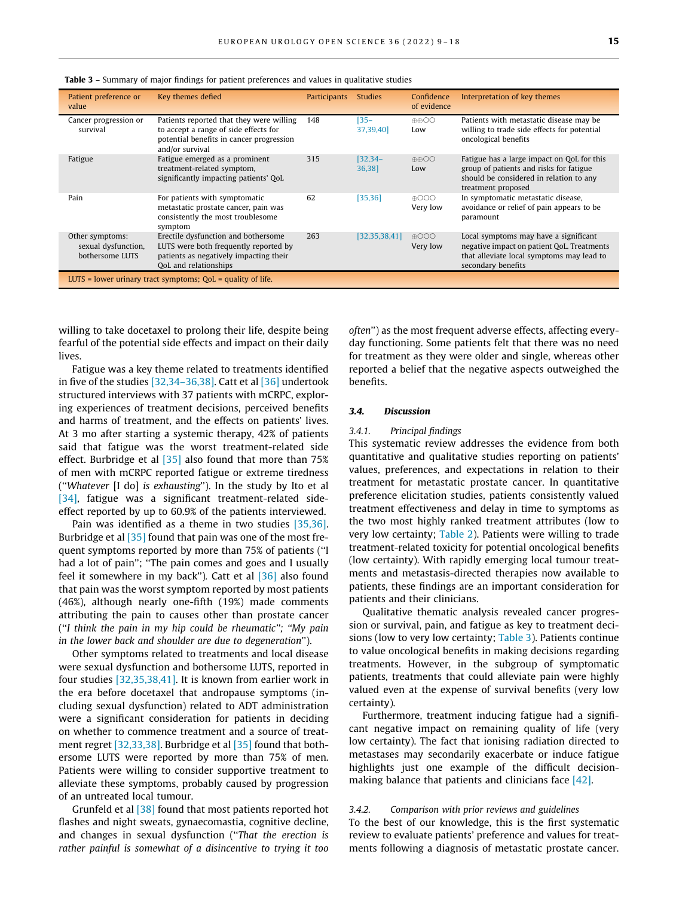**Table 3** – Summary of major findings for patient preferences and values in qualitative studies

| Patient preference or value | Key themes defied | Participants | Studies | Confidence of evidence | Interpretation of key themes |
|---|---|---|---|---|---|
| Cancer progression or survival | Patients reported that they were willing to accept a range of side effects for potential benefits in cancer progression and/or survival | 148 | [35–37,39,40] | ⊕⊕○○ Low | Patients with metastatic disease may be willing to trade side effects for potential oncological benefits |
| Fatigue | Fatigue emerged as a prominent treatment-related symptom, significantly impacting patients' QoL | 315 | [32,34–36,38] | ⊕⊕○○ Low | Fatigue has a large impact on QoL for this group of patients and risks for fatigue should be considered in relation to any treatment proposed |
| Pain | For patients with symptomatic metastatic prostate cancer, pain was consistently the most troublesome symptom | 62 | [35,36] | ⊕○○○ Very low | In symptomatic metastatic disease, avoidance or relief of pain appears to be paramount |
| Other symptoms: sexual dysfunction, bothersome LUTS | Erectile dysfunction and bothersome LUTS were both frequently reported by patients as negatively impacting their QoL and relationships | 263 | [32,35,38,41] | ⊕○○○ Very low | Local symptoms may have a significant negative impact on patient QoL. Treatments that alleviate local symptoms may lead to secondary benefits |

LUTS = lower urinary tract symptoms; QoL = quality of life.

willing to take docetaxel to prolong their life, despite being fearful of the potential side effects and impact on their daily lives.

Fatigue was a key theme related to treatments identified in five of the studies [32,34–36,38]. Catt et al [36] undertook structured interviews with 37 patients with mCRPC, exploring experiences of treatment decisions, perceived benefits and harms of treatment, and the effects on patients' lives. At 3 mo after starting a systemic therapy, 42% of patients said that fatigue was the worst treatment-related side effect. Burbridge et al [35] also found that more than 75% of men with mCRPC reported fatigue or extreme tiredness ("*Whatever* [I do] *is exhausting*"). In the study by Ito et al [34], fatigue was a significant treatment-related side-effect reported by up to 60.9% of the patients interviewed.

Pain was identified as a theme in two studies [35,36]. Burbridge et al [35] found that pain was one of the most frequent symptoms reported by more than 75% of patients ("I had a lot of pain"; "The pain comes and goes and I usually feel it somewhere in my back"). Catt et al [36] also found that pain was the worst symptom reported by most patients (46%), although nearly one-fifth (19%) made comments attributing the pain to causes other than prostate cancer ("*I think the pain in my hip could be rheumatic"; "My pain in the lower back and shoulder are due to degeneration*").

Other symptoms related to treatments and local disease were sexual dysfunction and bothersome LUTS, reported in four studies [32,35,38,41]. It is known from earlier work in the era before docetaxel that andropause symptoms (including sexual dysfunction) related to ADT administration were a significant consideration for patients in deciding on whether to commence treatment and a source of treatment regret [32,33,38]. Burbridge et al [35] found that bothersome LUTS were reported by more than 75% of men. Patients were willing to consider supportive treatment to alleviate these symptoms, probably caused by progression of an untreated local tumour.

Grunfeld et al [38] found that most patients reported hot flashes and night sweats, gynaecomastia, cognitive decline, and changes in sexual dysfunction ("*That the erection is rather painful is somewhat of a disincentive to trying it too often*") as the most frequent adverse effects, affecting everyday functioning. Some patients felt that there was no need for treatment as they were older and single, whereas other reported a belief that the negative aspects outweighed the benefits.

### 3.4. Discussion

#### 3.4.1. Principal findings

This systematic review addresses the evidence from both quantitative and qualitative studies reporting on patients' values, preferences, and expectations in relation to their treatment for metastatic prostate cancer. In quantitative preference elicitation studies, patients consistently valued treatment effectiveness and delay in time to symptoms as the two most highly ranked treatment attributes (low to very low certainty; Table 2). Patients were willing to trade treatment-related toxicity for potential oncological benefits (low certainty). With rapidly emerging local tumour treatments and metastasis-directed therapies now available to patients, these findings are an important consideration for patients and their clinicians.

Qualitative thematic analysis revealed cancer progression or survival, pain, and fatigue as key to treatment decisions (low to very low certainty; Table 3). Patients continue to value oncological benefits in making decisions regarding treatments. However, in the subgroup of symptomatic patients, treatments that could alleviate pain were highly valued even at the expense of survival benefits (very low certainty).

Furthermore, treatment inducing fatigue had a significant negative impact on remaining quality of life (very low certainty). The fact that ionising radiation directed to metastases may secondarily exacerbate or induce fatigue highlights just one example of the difficult decision-making balance that patients and clinicians face [42].

#### 3.4.2. Comparison with prior reviews and guidelines

To the best of our knowledge, this is the first systematic review to evaluate patients' preference and values for treatments following a diagnosis of metastatic prostate cancer.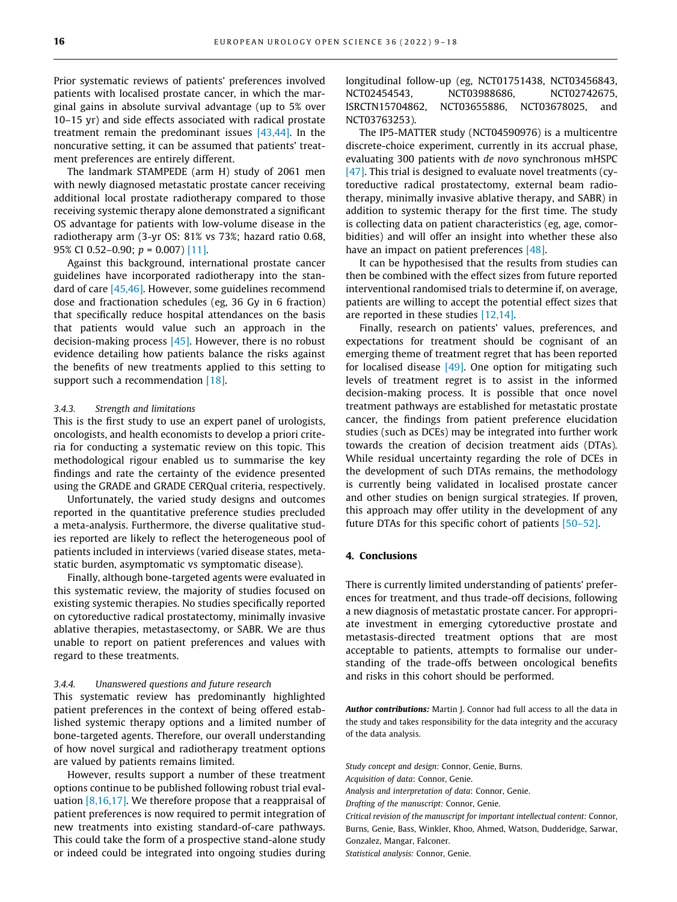Prior systematic reviews of patients' preferences involved patients with localised prostate cancer, in which the marginal gains in absolute survival advantage (up to 5% over 10–15 yr) and side effects associated with radical prostate treatment remain the predominant issues [43,44]. In the noncurative setting, it can be assumed that patients' treatment preferences are entirely different.

The landmark STAMPEDE (arm H) study of 2061 men with newly diagnosed metastatic prostate cancer receiving additional local prostate radiotherapy compared to those receiving systemic therapy alone demonstrated a significant OS advantage for patients with low-volume disease in the radiotherapy arm (3-yr OS: 81% vs 73%; hazard ratio 0.68, 95% CI 0.52–0.90; $p = 0.007$) [11].

Against this background, international prostate cancer guidelines have incorporated radiotherapy into the standard of care [45,46]. However, some guidelines recommend dose and fractionation schedules (eg, 36 Gy in 6 fraction) that specifically reduce hospital attendances on the basis that patients would value such an approach in the decision-making process [45]. However, there is no robust evidence detailing how patients balance the risks against the benefits of new treatments applied to this setting to support such a recommendation [18].

#### 3.4.3. *Strength and limitations*

This is the first study to use an expert panel of urologists, oncologists, and health economists to develop a priori criteria for conducting a systematic review on this topic. This methodological rigour enabled us to summarise the key findings and rate the certainty of the evidence presented using the GRADE and GRADE CERQual criteria, respectively.

Unfortunately, the varied study designs and outcomes reported in the quantitative preference studies precluded a meta-analysis. Furthermore, the diverse qualitative studies reported are likely to reflect the heterogeneous pool of patients included in interviews (varied disease states, metastatic burden, asymptomatic vs symptomatic disease).

Finally, although bone-targeted agents were evaluated in this systematic review, the majority of studies focused on existing systemic therapies. No studies specifically reported on cytoreductive radical prostatectomy, minimally invasive ablative therapies, metastasectomy, or SABR. We are thus unable to report on patient preferences and values with regard to these treatments.

#### 3.4.4. *Unanswered questions and future research*

This systematic review has predominantly highlighted patient preferences in the context of being offered established systemic therapy options and a limited number of bone-targeted agents. Therefore, our overall understanding of how novel surgical and radiotherapy treatment options are valued by patients remains limited.

However, results support a number of these treatment options continue to be published following robust trial evaluation [8,16,17]. We therefore propose that a reappraisal of patient preferences is now required to permit integration of new treatments into existing standard-of-care pathways. This could take the form of a prospective stand-alone study or indeed could be integrated into ongoing studies during longitudinal follow-up (eg, NCT01751438, NCT03456843, NCT02454543, NCT03988686, NCT02742675, ISRCTN15704862, NCT03655886, NCT03678025, and NCT03763253).

The IP5-MATTER study (NCT04590976) is a multicentre discrete-choice experiment, currently in its accrual phase, evaluating 300 patients with *de novo* synchronous mHSPC [47]. This trial is designed to evaluate novel treatments (cytoreductive radical prostatectomy, external beam radiotherapy, minimally invasive ablative therapy, and SABR) in addition to systemic therapy for the first time. The study is collecting data on patient characteristics (eg, age, comorbidities) and will offer an insight into whether these also have an impact on patient preferences [48].

It can be hypothesised that the results from studies can then be combined with the effect sizes from future reported interventional randomised trials to determine if, on average, patients are willing to accept the potential effect sizes that are reported in these studies [12,14].

Finally, research on patients' values, preferences, and expectations for treatment should be cognisant of an emerging theme of treatment regret that has been reported for localised disease [49]. One option for mitigating such levels of treatment regret is to assist in the informed decision-making process. It is possible that once novel treatment pathways are established for metastatic prostate cancer, the findings from patient preference elucidation studies (such as DCEs) may be integrated into further work towards the creation of decision treatment aids (DTAs). While residual uncertainty regarding the role of DCEs in the development of such DTAs remains, the methodology is currently being validated in localised prostate cancer and other studies on benign surgical strategies. If proven, this approach may offer utility in the development of any future DTAs for this specific cohort of patients [50–52].

## 4. Conclusions

There is currently limited understanding of patients' preferences for treatment, and thus trade-off decisions, following a new diagnosis of metastatic prostate cancer. For appropriate investment in emerging cytoreductive prostate and metastasis-directed treatment options that are most acceptable to patients, attempts to formalise our understanding of the trade-offs between oncological benefits and risks in this cohort should be performed.

***Author contributions:*** Martin J. Connor had full access to all the data in the study and takes responsibility for the data integrity and the accuracy of the data analysis.

*Study concept and design:* Connor, Genie, Burns.
*Acquisition of data*: Connor, Genie.
*Analysis and interpretation of data*: Connor, Genie.
*Drafting of the manuscript:* Connor, Genie.
*Critical revision of the manuscript for important intellectual content:* Connor, Burns, Genie, Bass, Winkler, Khoo, Ahmed, Watson, Dudderidge, Sarwar, Gonzalez, Mangar, Falconer.
*Statistical analysis:* Connor, Genie.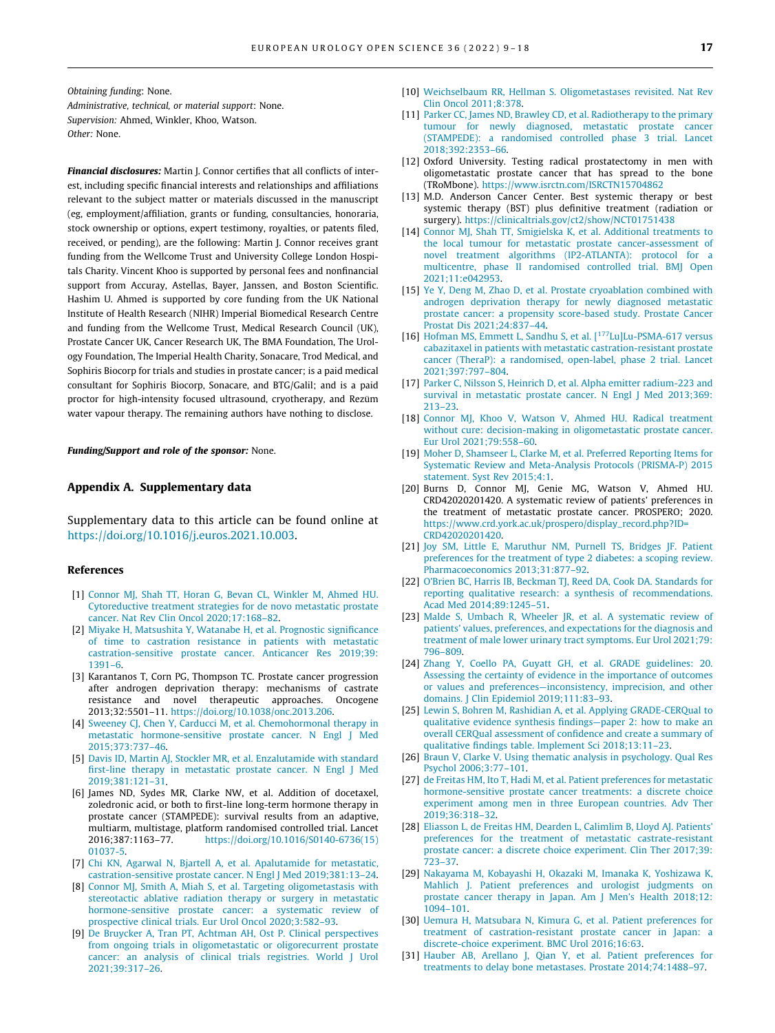*Obtaining funding*: None.
*Administrative, technical, or material support*: None.
*Supervision:* Ahmed, Winkler, Khoo, Watson.
*Other:* None.

***Financial disclosures:*** Martin J. Connor certifies that all conflicts of interest, including specific financial interests and relationships and affiliations relevant to the subject matter or materials discussed in the manuscript (eg, employment/affiliation, grants or funding, consultancies, honoraria, stock ownership or options, expert testimony, royalties, or patents filed, received, or pending), are the following: Martin J. Connor receives grant funding from the Wellcome Trust and University College London Hospitals Charity. Vincent Khoo is supported by personal fees and nonfinancial support from Accuray, Astellas, Bayer, Janssen, and Boston Scientific. Hashim U. Ahmed is supported by core funding from the UK National Institute of Health Research (NIHR) Imperial Biomedical Research Centre and funding from the Wellcome Trust, Medical Research Council (UK), Prostate Cancer UK, Cancer Research UK, The BMA Foundation, The Urology Foundation, The Imperial Health Charity, Sonacare, Trod Medical, and Sophiris Biocorp for trials and studies in prostate cancer; is a paid medical consultant for Sophiris Biocorp, Sonacare, and BTG/Galil; and is a paid proctor for high-intensity focused ultrasound, cryotherapy, and Rezūm water vapour therapy. The remaining authors have nothing to disclose.

***Funding/Support and role of the sponsor:*** None.

## Appendix A. Supplementary data

Supplementary data to this article can be found online at https://doi.org/10.1016/j.euros.2021.10.003.

## References

[1] Connor MJ, Shah TT, Horan G, Bevan CL, Winkler M, Ahmed HU. Cytoreductive treatment strategies for de novo metastatic prostate cancer. Nat Rev Clin Oncol 2020;17:168–82.

[2] Miyake H, Matsushita Y, Watanabe H, et al. Prognostic significance of time to castration resistance in patients with metastatic castration-sensitive prostate cancer. Anticancer Res 2019;39:1391–6.

[3] Karantanos T, Corn PG, Thompson TC. Prostate cancer progression after androgen deprivation therapy: mechanisms of castrate resistance and novel therapeutic approaches. Oncogene 2013;32:5501–11. https://doi.org/10.1038/onc.2013.206.

[4] Sweeney CJ, Chen Y, Carducci M, et al. Chemohormonal therapy in metastatic hormone-sensitive prostate cancer. N Engl J Med 2015;373:737–46.

[5] Davis ID, Martin AJ, Stockler MR, et al. Enzalutamide with standard first-line therapy in metastatic prostate cancer. N Engl J Med 2019;381:121–31.

[6] James ND, Sydes MR, Clarke NW, et al. Addition of docetaxel, zoledronic acid, or both to first-line long-term hormone therapy in prostate cancer (STAMPEDE): survival results from an adaptive, multiarm, multistage, platform randomised controlled trial. Lancet 2016;387:1163–77. https://doi.org/10.1016/S0140-6736(15)01037-5.

[7] Chi KN, Agarwal N, Bjartell A, et al. Apalutamide for metastatic, castration-sensitive prostate cancer. N Engl J Med 2019;381:13–24.

[8] Connor MJ, Smith A, Miah S, et al. Targeting oligometastasis with stereotactic ablative radiation therapy or surgery in metastatic hormone-sensitive prostate cancer: a systematic review of prospective clinical trials. Eur Urol Oncol 2020;3:582–93.

[9] De Bruycker A, Tran PT, Achtman AH, Ost P. Clinical perspectives from ongoing trials in oligometastatic or oligorecurrent prostate cancer: an analysis of clinical trials registries. World J Urol 2021;39:317–26.

[10] Weichselbaum RR, Hellman S. Oligometastases revisited. Nat Rev Clin Oncol 2011;8:378.

[11] Parker CC, James ND, Brawley CD, et al. Radiotherapy to the primary tumour for newly diagnosed, metastatic prostate cancer (STAMPEDE): a randomised controlled phase 3 trial. Lancet 2018;392:2353–66.

[12] Oxford University. Testing radical prostatectomy in men with oligometastatic prostate cancer that has spread to the bone (TRoMbone). https://www.isrctn.com/ISRCTN15704862

[13] M.D. Anderson Cancer Center. Best systemic therapy or best systemic therapy (BST) plus definitive treatment (radiation or surgery). https://clinicaltrials.gov/ct2/show/NCT01751438

[14] Connor MJ, Shah TT, Smigielska K, et al. Additional treatments to the local tumour for metastatic prostate cancer-assessment of novel treatment algorithms (IP2-ATLANTA): protocol for a multicentre, phase II randomised controlled trial. BMJ Open 2021;11:e042953.

[15] Ye Y, Deng M, Zhao D, et al. Prostate cryoablation combined with androgen deprivation therapy for newly diagnosed metastatic prostate cancer: a propensity score-based study. Prostate Cancer Prostat Dis 2021;24:837–44.

[16] Hofman MS, Emmett L, Sandhu S, et al. [$^{177}$Lu]Lu-PSMA-617 versus cabazitaxel in patients with metastatic castration-resistant prostate cancer (TheraP): a randomised, open-label, phase 2 trial. Lancet 2021;397:797–804.

[17] Parker C, Nilsson S, Heinrich D, et al. Alpha emitter radium-223 and survival in metastatic prostate cancer. N Engl J Med 2013;369:213–23.

[18] Connor MJ, Khoo V, Watson V, Ahmed HU. Radical treatment without cure: decision-making in oligometastatic prostate cancer. Eur Urol 2021;79:558–60.

[19] Moher D, Shamseer L, Clarke M, et al. Preferred Reporting Items for Systematic Review and Meta-Analysis Protocols (PRISMA-P) 2015 statement. Syst Rev 2015;4:1.

[20] Burns D, Connor MJ, Genie MG, Watson V, Ahmed HU. CRD42020201420. A systematic review of patients' preferences in the treatment of metastatic prostate cancer. PROSPERO; 2020. https://www.crd.york.ac.uk/prospero/display_record.php?ID=CRD42020201420.

[21] Joy SM, Little E, Maruthur NM, Purnell TS, Bridges JF. Patient preferences for the treatment of type 2 diabetes: a scoping review. Pharmacoeconomics 2013;31:877–92.

[22] O'Brien BC, Harris IB, Beckman TJ, Reed DA, Cook DA. Standards for reporting qualitative research: a synthesis of recommendations. Acad Med 2014;89:1245–51.

[23] Malde S, Umbach R, Wheeler JR, et al. A systematic review of patients' values, preferences, and expectations for the diagnosis and treatment of male lower urinary tract symptoms. Eur Urol 2021;79:796–809.

[24] Zhang Y, Coello PA, Guyatt GH, et al. GRADE guidelines: 20. Assessing the certainty of evidence in the importance of outcomes or values and preferences—inconsistency, imprecision, and other domains. J Clin Epidemiol 2019;111:83–93.

[25] Lewin S, Bohren M, Rashidian A, et al. Applying GRADE-CERQual to qualitative evidence synthesis findings—paper 2: how to make an overall CERQual assessment of confidence and create a summary of qualitative findings table. Implement Sci 2018;13:11–23.

[26] Braun V, Clarke V. Using thematic analysis in psychology. Qual Res Psychol 2006;3:77–101.

[27] de Freitas HM, Ito T, Hadi M, et al. Patient preferences for metastatic hormone-sensitive prostate cancer treatments: a discrete choice experiment among men in three European countries. Adv Ther 2019;36:318–32.

[28] Eliasson L, de Freitas HM, Dearden L, Calimlim B, Lloyd AJ. Patients' preferences for the treatment of metastatic castrate-resistant prostate cancer: a discrete choice experiment. Clin Ther 2017;39:723–37.

[29] Nakayama M, Kobayashi H, Okazaki M, Imanaka K, Yoshizawa K, Mahlich J. Patient preferences and urologist judgments on prostate cancer therapy in Japan. Am J Men's Health 2018;12:1094–101.

[30] Uemura H, Matsubara N, Kimura G, et al. Patient preferences for treatment of castration-resistant prostate cancer in Japan: a discrete-choice experiment. BMC Urol 2016;16:63.

[31] Hauber AB, Arellano J, Qian Y, et al. Patient preferences for treatments to delay bone metastases. Prostate 2014;74:1488–97.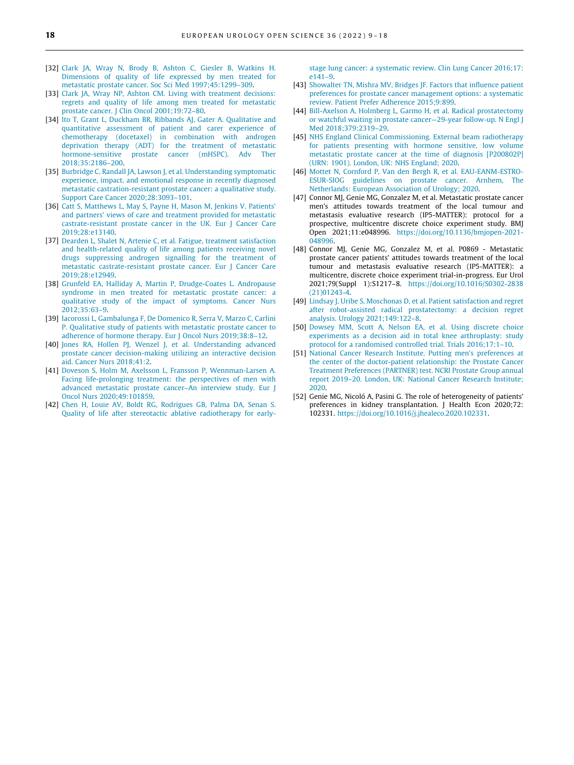[32] Clark JA, Wray N, Brody B, Ashton C, Giesler B, Watkins H. Dimensions of quality of life expressed by men treated for metastatic prostate cancer. Soc Sci Med 1997;45:1299–309.

[33] Clark JA, Wray NP, Ashton CM. Living with treatment decisions: regrets and quality of life among men treated for metastatic prostate cancer. J Clin Oncol 2001;19:72–80.

[34] Ito T, Grant L, Duckham BR, Ribbands AJ, Gater A. Qualitative and quantitative assessment of patient and carer experience of chemotherapy (docetaxel) in combination with androgen deprivation therapy (ADT) for the treatment of metastatic hormone-sensitive prostate cancer (mHSPC). Adv Ther 2018;35:2186–200.

[35] Burbridge C, Randall JA, Lawson J, et al. Understanding symptomatic experience, impact, and emotional response in recently diagnosed metastatic castration-resistant prostate cancer: a qualitative study. Support Care Cancer 2020;28:3093–101.

[36] Catt S, Matthews L, May S, Payne H, Mason M, Jenkins V. Patients' and partners' views of care and treatment provided for metastatic castrate-resistant prostate cancer in the UK. Eur J Cancer Care 2019;28:e13140.

[37] Dearden L, Shalet N, Artenie C, et al. Fatigue, treatment satisfaction and health-related quality of life among patients receiving novel drugs suppressing androgen signalling for the treatment of metastatic castrate-resistant prostate cancer. Eur J Cancer Care 2019;28:e12949.

[38] Grunfeld EA, Halliday A, Martin P, Drudge-Coates L. Andropause syndrome in men treated for metastatic prostate cancer: a qualitative study of the impact of symptoms. Cancer Nurs 2012;35:63–9.

[39] Iacorossi L, Gambalunga F, De Domenico R, Serra V, Marzo C, Carlini P. Qualitative study of patients with metastatic prostate cancer to adherence of hormone therapy. Eur J Oncol Nurs 2019;38:8–12.

[40] Jones RA, Hollen PJ, Wenzel J, et al. Understanding advanced prostate cancer decision-making utilizing an interactive decision aid. Cancer Nurs 2018;41:2.

[41] Doveson S, Holm M, Axelsson L, Fransson P, Wennman-Larsen A. Facing life-prolonging treatment: the perspectives of men with advanced metastatic prostate cancer–An interview study. Eur J Oncol Nurs 2020;49:101859.

[42] Chen H, Louie AV, Boldt RG, Rodrigues GB, Palma DA, Senan S. Quality of life after stereotactic ablative radiotherapy for early-stage lung cancer: a systematic review. Clin Lung Cancer 2016;17:e141–9.

[43] Showalter TN, Mishra MV, Bridges JF. Factors that influence patient preferences for prostate cancer management options: a systematic review. Patient Prefer Adherence 2015;9:899.

[44] Bill-Axelson A, Holmberg L, Garmo H, et al. Radical prostatectomy or watchful waiting in prostate cancer—29-year follow-up. N Engl J Med 2018;379:2319–29.

[45] NHS England Clinical Commissioning. External beam radiotherapy for patients presenting with hormone sensitive, low volume metastatic prostate cancer at the time of diagnosis [P200802P] (URN: 1901). London, UK: NHS England; 2020.

[46] Mottet N, Cornford P, Van den Bergh R, et al. EAU-EANM-ESTRO-ESUR-SIOG guidelines on prostate cancer. Arnhem, The Netherlands: European Association of Urology; 2020.

[47] Connor MJ, Genie MG, Gonzalez M, et al. Metastatic prostate cancer men's attitudes towards treatment of the local tumour and metastasis evaluative research (IP5-MATTER): protocol for a prospective, multicentre discrete choice experiment study. BMJ Open 2021;11:e048996. https://doi.org/10.1136/bmjopen-2021-048996.

[48] Connor MJ, Genie MG, Gonzalez M, et al. P0869 - Metastatic prostate cancer patients' attitudes towards treatment of the local tumour and metastasis evaluative research (IP5-MATTER): a multicentre, discrete choice experiment trial-in-progress. Eur Urol 2021;79(Suppl 1):S1217–8. https://doi.org/10.1016/S0302-2838(21)01243-4.

[49] Lindsay J, Uribe S, Moschonas D, et al. Patient satisfaction and regret after robot-assisted radical prostatectomy: a decision regret analysis. Urology 2021;149:122–8.

[50] Dowsey MM, Scott A, Nelson EA, et al. Using discrete choice experiments as a decision aid in total knee arthroplasty: study protocol for a randomised controlled trial. Trials 2016;17:1–10.

[51] National Cancer Research Institute. Putting men's preferences at the center of the doctor-patient relationship: the Prostate Cancer Treatment Preferences (PARTNER) test. NCRI Prostate Group annual report 2019–20. London, UK: National Cancer Research Institute; 2020.

[52] Genie MG, Nicoló A, Pasini G. The role of heterogeneity of patients' preferences in kidney transplantation. J Health Econ 2020;72:102331. https://doi.org/10.1016/j.jhealeco.2020.102331.